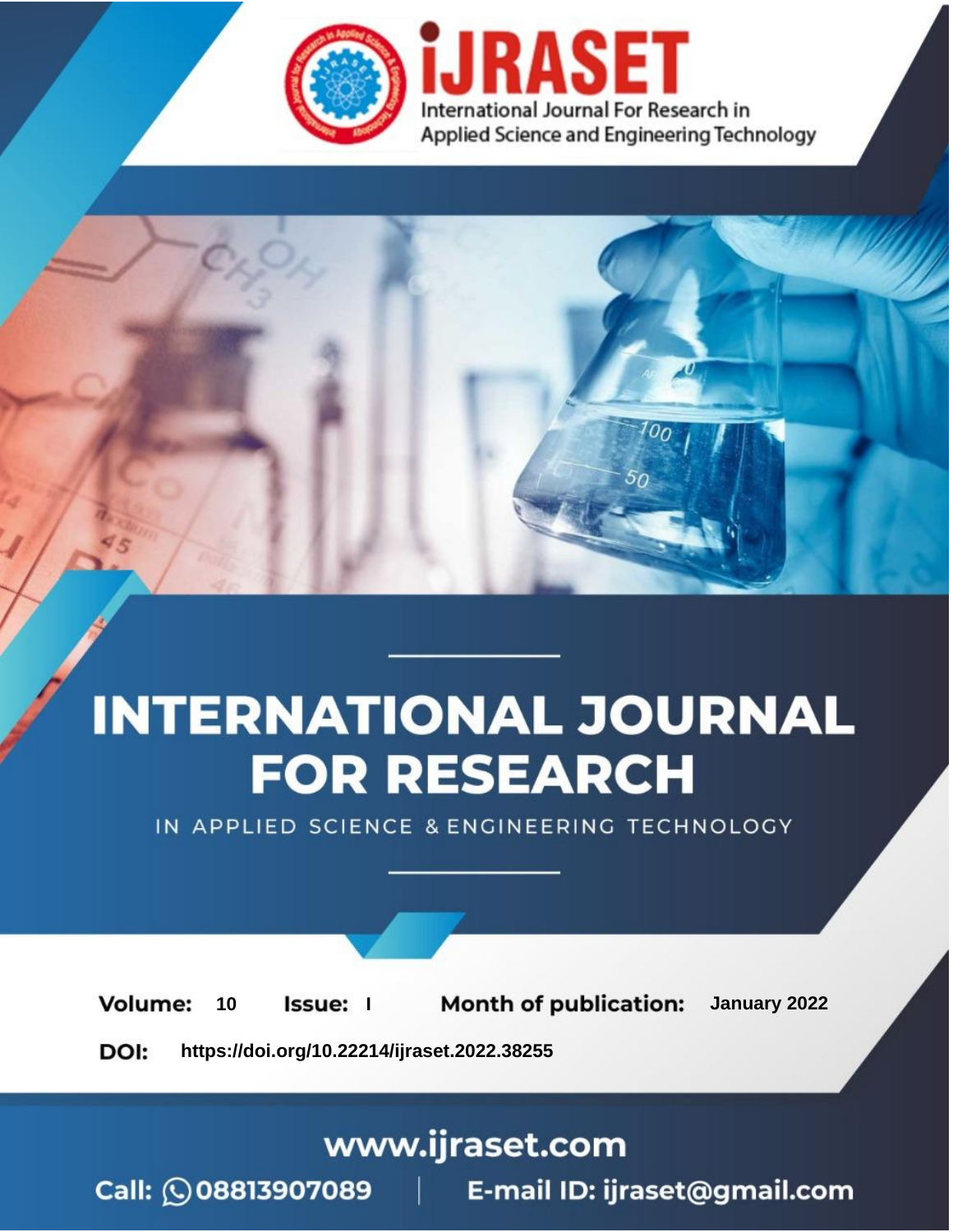iJRASET

International Journal For Research in Applied Science and Engineering Technology

# INTERNATIONAL JOURNAL FOR RESEARCH

IN APPLIED SCIENCE & ENGINEERING TECHNOLOGY

**Volume:** 10 **Issue:** I **Month of publication:** January 2022

**DOI:** https://doi.org/10.22214/ijraset.2022.38255

www.ijraset.com

Call: 08813907089 | E-mail ID: ijraset@gmail.com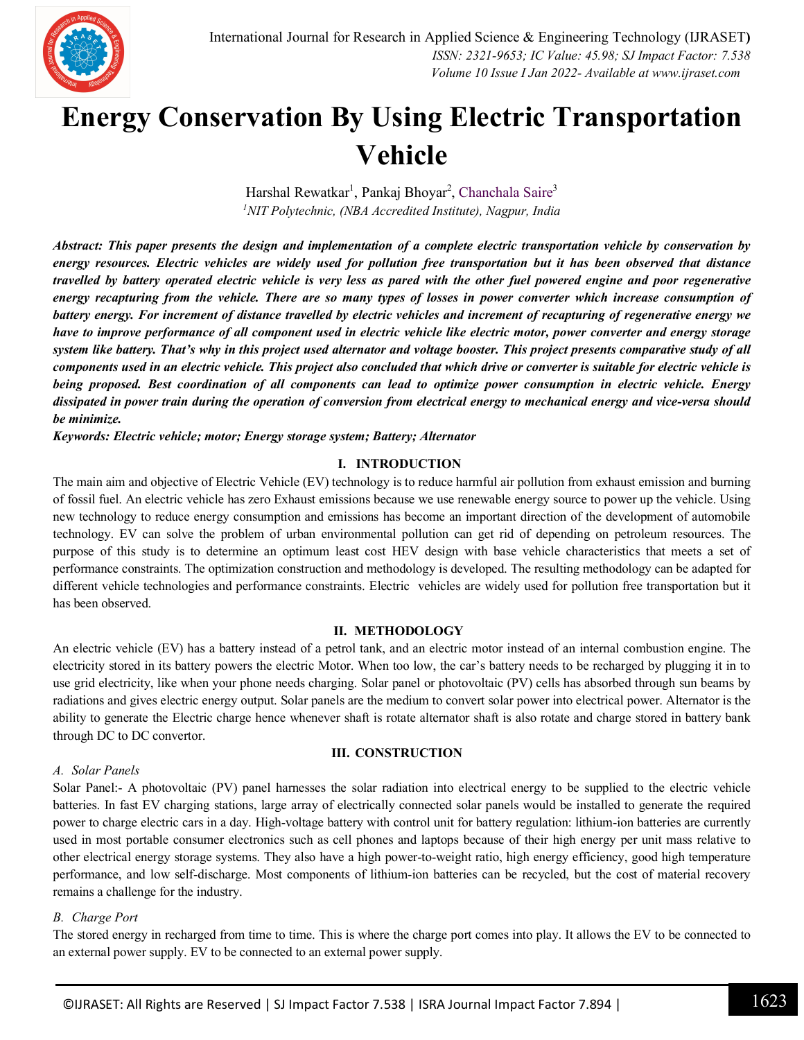# Energy Conservation By Using Electric Transportation Vehicle

Harshal Rewatkar[1], Pankaj Bhoyar[2], Chanchala Saire[3]

[1]NIT Polytechnic, (NBA Accredited Institute), Nagpur, India

***Abstract:** This paper presents the design and implementation of a complete electric transportation vehicle by conservation by energy resources. Electric vehicles are widely used for pollution free transportation but it has been observed that distance travelled by battery operated electric vehicle is very less as pared with the other fuel powered engine and poor regenerative energy recapturing from the vehicle. There are so many types of losses in power converter which increase consumption of battery energy. For increment of distance travelled by electric vehicles and increment of recapturing of regenerative energy we have to improve performance of all component used in electric vehicle like electric motor, power converter and energy storage system like battery. That's why in this project used alternator and voltage booster. This project presents comparative study of all components used in an electric vehicle. This project also concluded that which drive or converter is suitable for electric vehicle is being proposed. Best coordination of all components can lead to optimize power consumption in electric vehicle. Energy dissipated in power train during the operation of conversion from electrical energy to mechanical energy and vice-versa should be minimize.*

***Keywords:** Electric vehicle; motor; Energy storage system; Battery; Alternator*

## I. INTRODUCTION

The main aim and objective of Electric Vehicle (EV) technology is to reduce harmful air pollution from exhaust emission and burning of fossil fuel. An electric vehicle has zero Exhaust emissions because we use renewable energy source to power up the vehicle. Using new technology to reduce energy consumption and emissions has become an important direction of the development of automobile technology. EV can solve the problem of urban environmental pollution can get rid of depending on petroleum resources. The purpose of this study is to determine an optimum least cost HEV design with base vehicle characteristics that meets a set of performance constraints. The optimization construction and methodology is developed. The resulting methodology can be adapted for different vehicle technologies and performance constraints. Electric vehicles are widely used for pollution free transportation but it has been observed.

## II. METHODOLOGY

An electric vehicle (EV) has a battery instead of a petrol tank, and an electric motor instead of an internal combustion engine. The electricity stored in its battery powers the electric Motor. When too low, the car's battery needs to be recharged by plugging it in to use grid electricity, like when your phone needs charging. Solar panel or photovoltaic (PV) cells has absorbed through sun beams by radiations and gives electric energy output. Solar panels are the medium to convert solar power into electrical power. Alternator is the ability to generate the Electric charge hence whenever shaft is rotate alternator shaft is also rotate and charge stored in battery bank through DC to DC convertor.

## III. CONSTRUCTION

### *A. Solar Panels*

Solar Panel:- A photovoltaic (PV) panel harnesses the solar radiation into electrical energy to be supplied to the electric vehicle batteries. In fast EV charging stations, large array of electrically connected solar panels would be installed to generate the required power to charge electric cars in a day. High-voltage battery with control unit for battery regulation: lithium-ion batteries are currently used in most portable consumer electronics such as cell phones and laptops because of their high energy per unit mass relative to other electrical energy storage systems. They also have a high power-to-weight ratio, high energy efficiency, good high temperature performance, and low self-discharge. Most components of lithium-ion batteries can be recycled, but the cost of material recovery remains a challenge for the industry.

### *B. Charge Port*

The stored energy in recharged from time to time. This is where the charge port comes into play. It allows the EV to be connected to an external power supply. EV to be connected to an external power supply.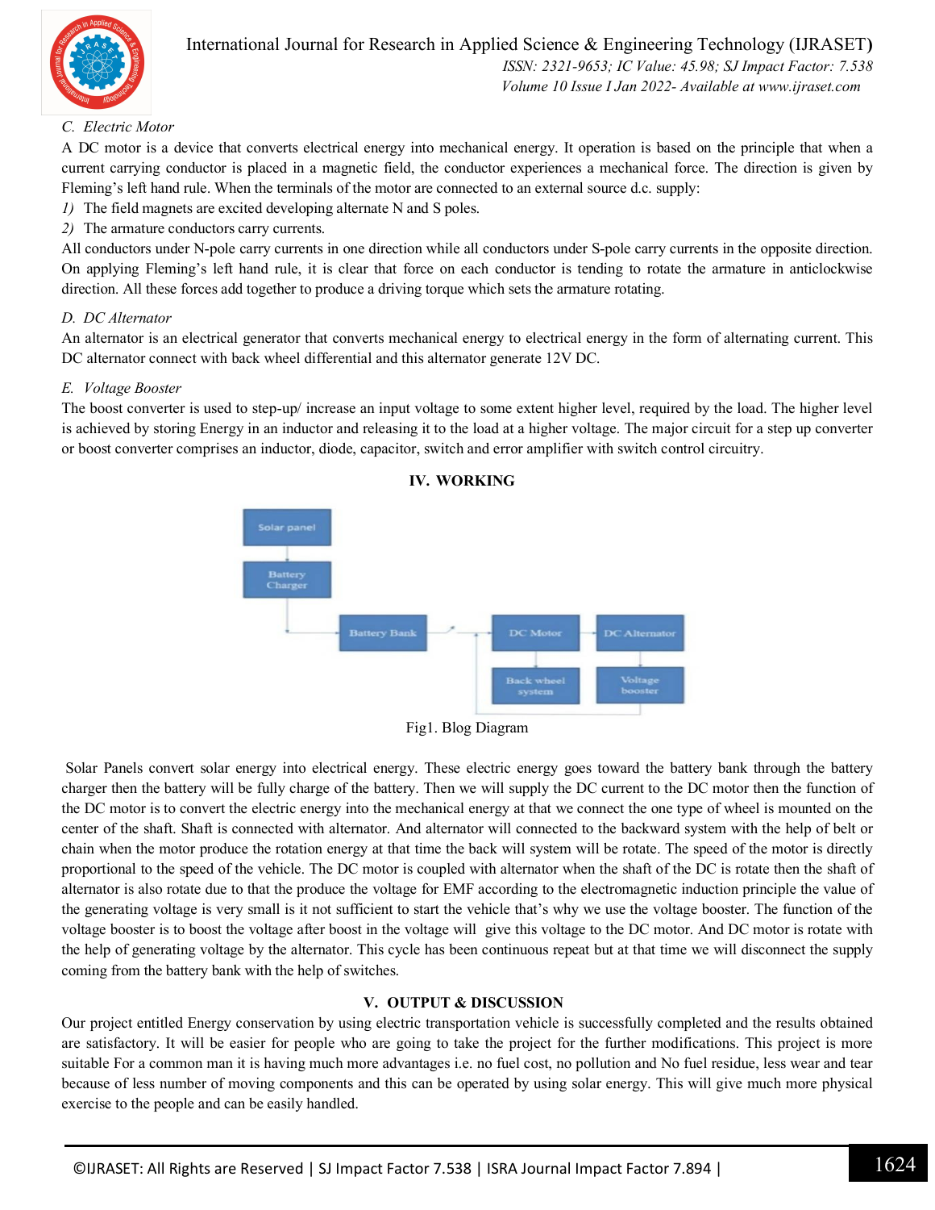### C. Electric Motor

A DC motor is a device that converts electrical energy into mechanical energy. It operation is based on the principle that when a current carrying conductor is placed in a magnetic field, the conductor experiences a mechanical force. The direction is given by Fleming's left hand rule. When the terminals of the motor are connected to an external source d.c. supply:

1) The field magnets are excited developing alternate N and S poles.
2) The armature conductors carry currents.

All conductors under N-pole carry currents in one direction while all conductors under S-pole carry currents in the opposite direction. On applying Fleming's left hand rule, it is clear that force on each conductor is tending to rotate the armature in anticlockwise direction. All these forces add together to produce a driving torque which sets the armature rotating.

### D. DC Alternator

An alternator is an electrical generator that converts mechanical energy to electrical energy in the form of alternating current. This DC alternator connect with back wheel differential and this alternator generate 12V DC.

### E. Voltage Booster

The boost converter is used to step-up/ increase an input voltage to some extent higher level, required by the load. The higher level is achieved by storing Energy in an inductor and releasing it to the load at a higher voltage. The major circuit for a step up converter or boost converter comprises an inductor, diode, capacitor, switch and error amplifier with switch control circuitry.

## IV. WORKING

Fig1. Blog Diagram

Solar Panels convert solar energy into electrical energy. These electric energy goes toward the battery bank through the battery charger then the battery will be fully charge of the battery. Then we will supply the DC current to the DC motor then the function of the DC motor is to convert the electric energy into the mechanical energy at that we connect the one type of wheel is mounted on the center of the shaft. Shaft is connected with alternator. And alternator will connected to the backward system with the help of belt or chain when the motor produce the rotation energy at that time the back will system will be rotate. The speed of the motor is directly proportional to the speed of the vehicle. The DC motor is coupled with alternator when the shaft of the DC is rotate then the shaft of alternator is also rotate due to that the produce the voltage for EMF according to the electromagnetic induction principle the value of the generating voltage is very small is it not sufficient to start the vehicle that's why we use the voltage booster. The function of the voltage booster is to boost the voltage after boost in the voltage will give this voltage to the DC motor. And DC motor is rotate with the help of generating voltage by the alternator. This cycle has been continuous repeat but at that time we will disconnect the supply coming from the battery bank with the help of switches.

## V. OUTPUT & DISCUSSION

Our project entitled Energy conservation by using electric transportation vehicle is successfully completed and the results obtained are satisfactory. It will be easier for people who are going to take the project for the further modifications. This project is more suitable For a common man it is having much more advantages i.e. no fuel cost, no pollution and No fuel residue, less wear and tear because of less number of moving components and this can be operated by using solar energy. This will give much more physical exercise to the people and can be easily handled.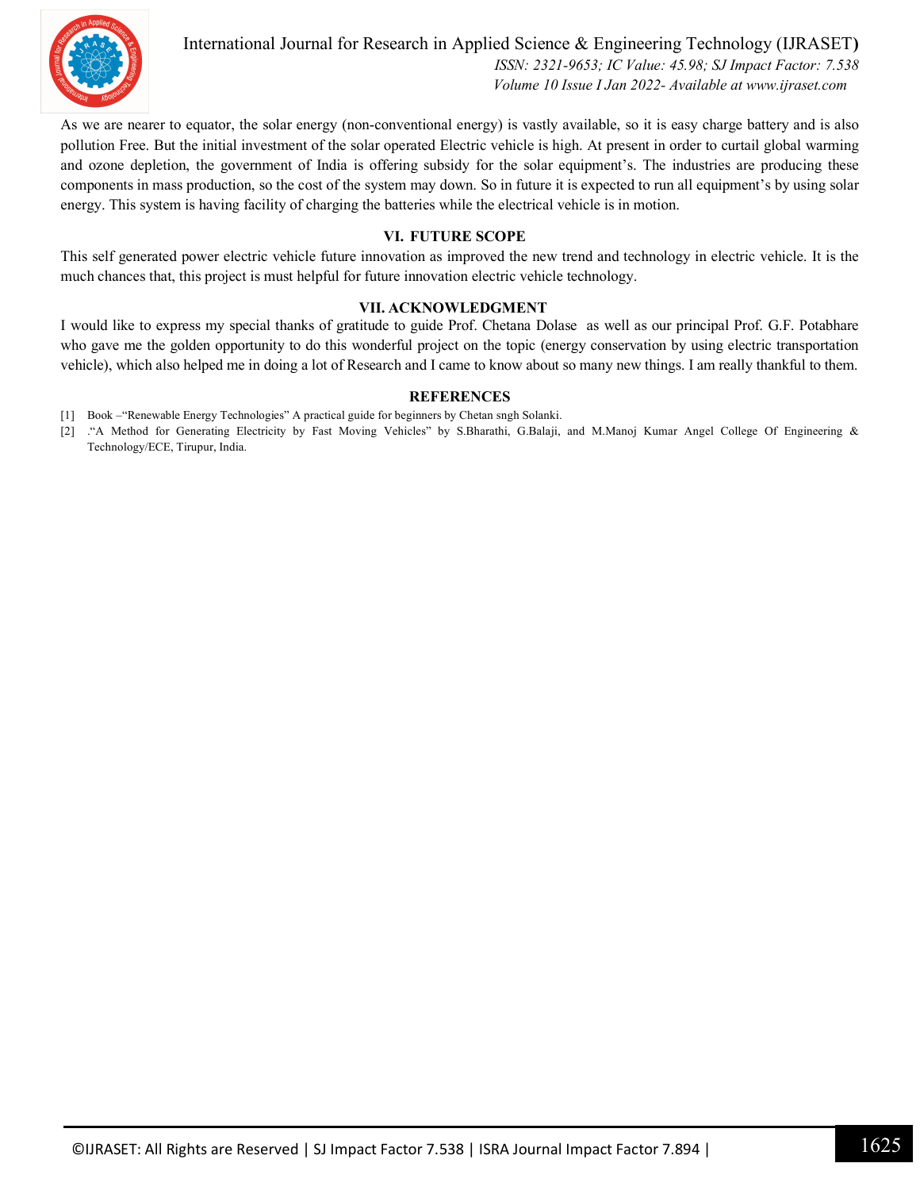As we are nearer to equator, the solar energy (non-conventional energy) is vastly available, so it is easy charge battery and is also pollution Free. But the initial investment of the solar operated Electric vehicle is high. At present in order to curtail global warming and ozone depletion, the government of India is offering subsidy for the solar equipment's. The industries are producing these components in mass production, so the cost of the system may down. So in future it is expected to run all equipment's by using solar energy. This system is having facility of charging the batteries while the electrical vehicle is in motion.

## VI. FUTURE SCOPE

This self generated power electric vehicle future innovation as improved the new trend and technology in electric vehicle. It is the much chances that, this project is must helpful for future innovation electric vehicle technology.

## VII. ACKNOWLEDGMENT

I would like to express my special thanks of gratitude to guide Prof. Chetana Dolase as well as our principal Prof. G.F. Potabhare who gave me the golden opportunity to do this wonderful project on the topic (energy conservation by using electric transportation vehicle), which also helped me in doing a lot of Research and I came to know about so many new things. I am really thankful to them.

## REFERENCES

[1] Book –"Renewable Energy Technologies" A practical guide for beginners by Chetan sngh Solanki.

[2] ."A Method for Generating Electricity by Fast Moving Vehicles" by S.Bharathi, G.Balaji, and M.Manoj Kumar Angel College Of Engineering & Technology/ECE, Tirupur, India.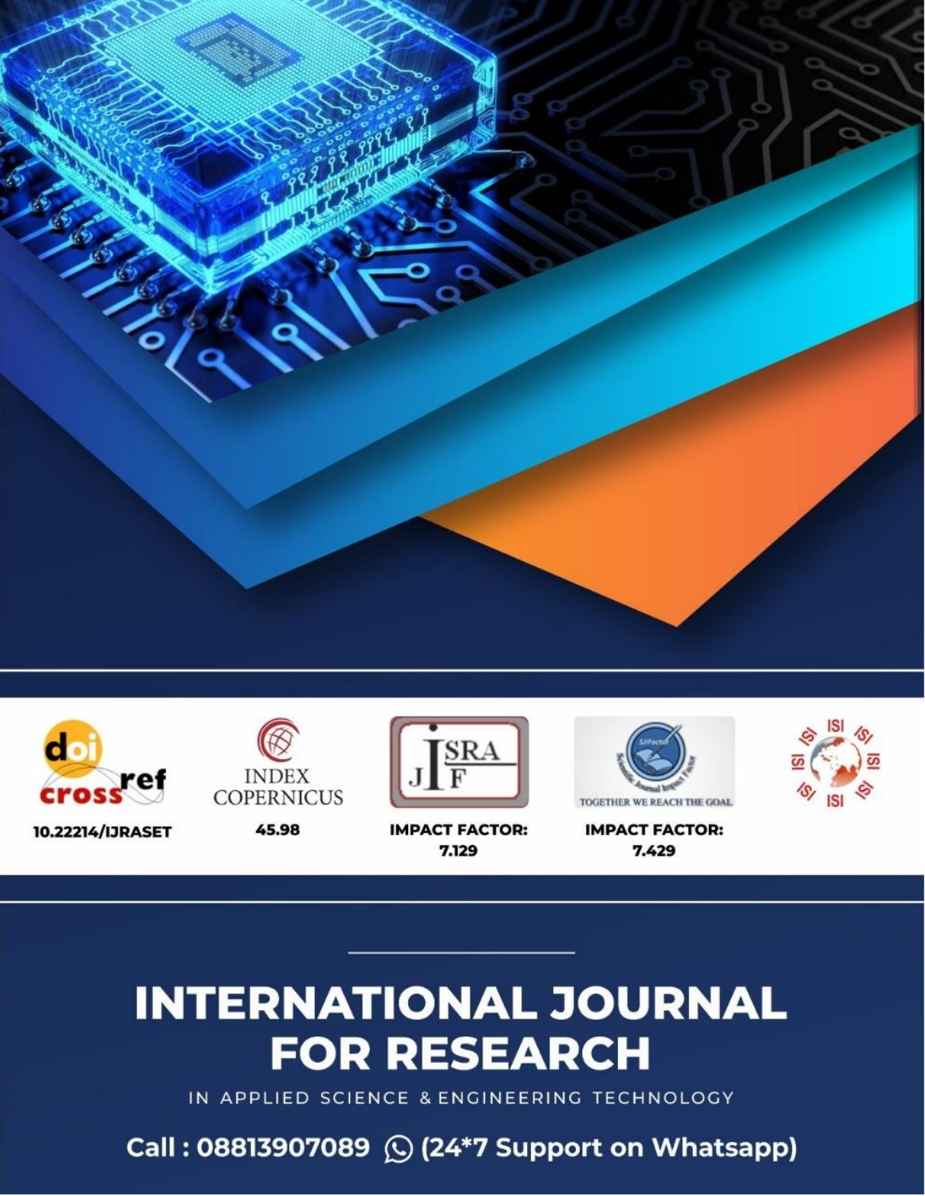10.22214/IJRASET

INDEX COPERNICUS

45.98

IMPACT FACTOR: 7.129

TOGETHER WE REACH THE GOAL

IMPACT FACTOR: 7.429

# INTERNATIONAL JOURNAL FOR RESEARCH

IN APPLIED SCIENCE & ENGINEERING TECHNOLOGY

Call : 08813907089 (24*7 Support on Whatsapp)